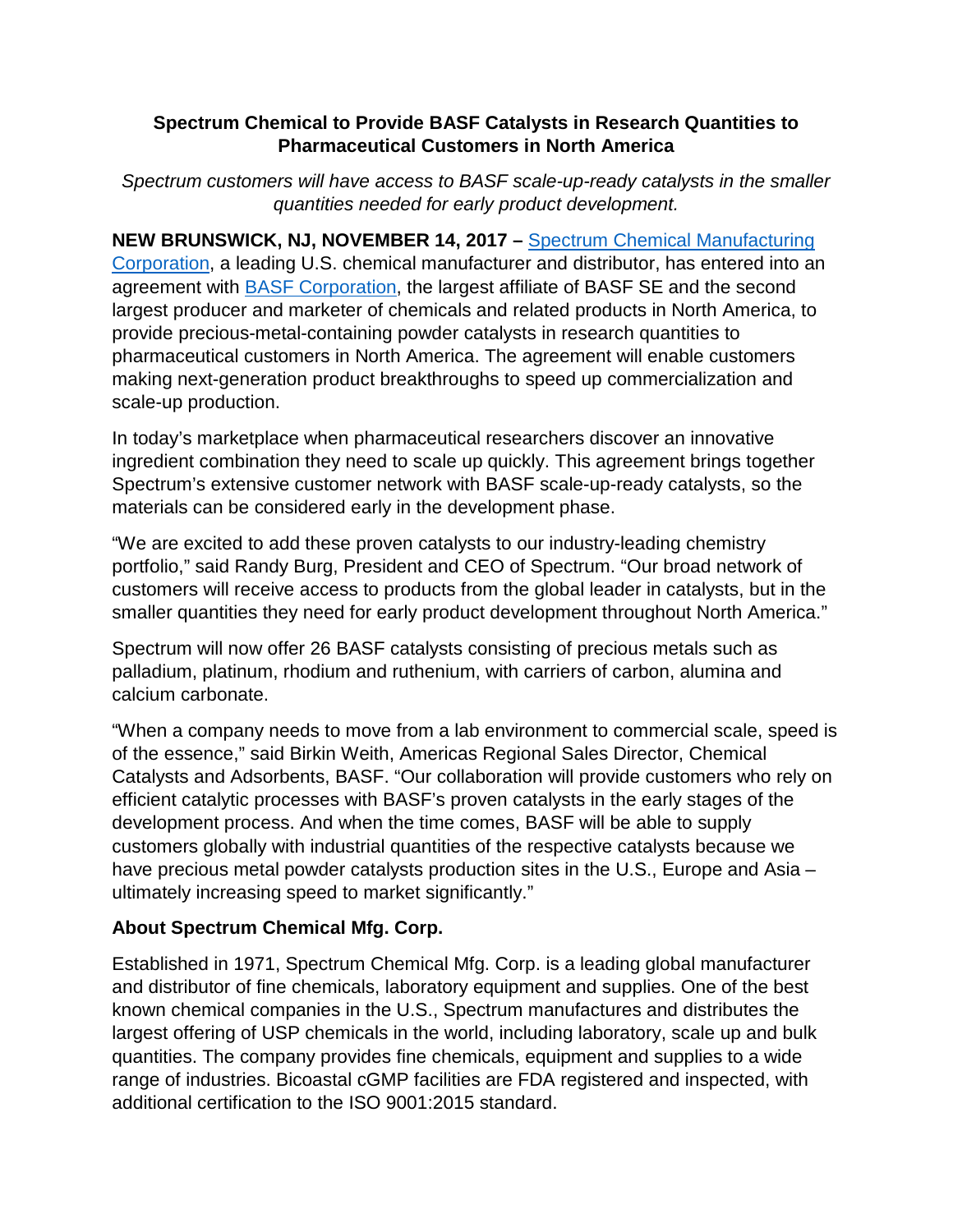# Spectrum Chemical to Provide BASF Catalysts in Research Quantities to Pharmaceutical Customers in North America

*Spectrum customers will have access to BASF scale-up-ready catalysts in the smaller quantities needed for early product development.*

**NEW BRUNSWICK, NJ, NOVEMBER 14, 2017 –** [Spectrum Chemical Manufacturing Corporation](), a leading U.S. chemical manufacturer and distributor, has entered into an agreement with [BASF Corporation](), the largest affiliate of BASF SE and the second largest producer and marketer of chemicals and related products in North America, to provide precious-metal-containing powder catalysts in research quantities to pharmaceutical customers in North America. The agreement will enable customers making next-generation product breakthroughs to speed up commercialization and scale-up production.

In today's marketplace when pharmaceutical researchers discover an innovative ingredient combination they need to scale up quickly. This agreement brings together Spectrum's extensive customer network with BASF scale-up-ready catalysts, so the materials can be considered early in the development phase.

"We are excited to add these proven catalysts to our industry-leading chemistry portfolio," said Randy Burg, President and CEO of Spectrum. "Our broad network of customers will receive access to products from the global leader in catalysts, but in the smaller quantities they need for early product development throughout North America."

Spectrum will now offer 26 BASF catalysts consisting of precious metals such as palladium, platinum, rhodium and ruthenium, with carriers of carbon, alumina and calcium carbonate.

"When a company needs to move from a lab environment to commercial scale, speed is of the essence," said Birkin Weith, Americas Regional Sales Director, Chemical Catalysts and Adsorbents, BASF. "Our collaboration will provide customers who rely on efficient catalytic processes with BASF's proven catalysts in the early stages of the development process. And when the time comes, BASF will be able to supply customers globally with industrial quantities of the respective catalysts because we have precious metal powder catalysts production sites in the U.S., Europe and Asia – ultimately increasing speed to market significantly."

## About Spectrum Chemical Mfg. Corp.

Established in 1971, Spectrum Chemical Mfg. Corp. is a leading global manufacturer and distributor of fine chemicals, laboratory equipment and supplies. One of the best known chemical companies in the U.S., Spectrum manufactures and distributes the largest offering of USP chemicals in the world, including laboratory, scale up and bulk quantities. The company provides fine chemicals, equipment and supplies to a wide range of industries. Bicoastal cGMP facilities are FDA registered and inspected, with additional certification to the ISO 9001:2015 standard.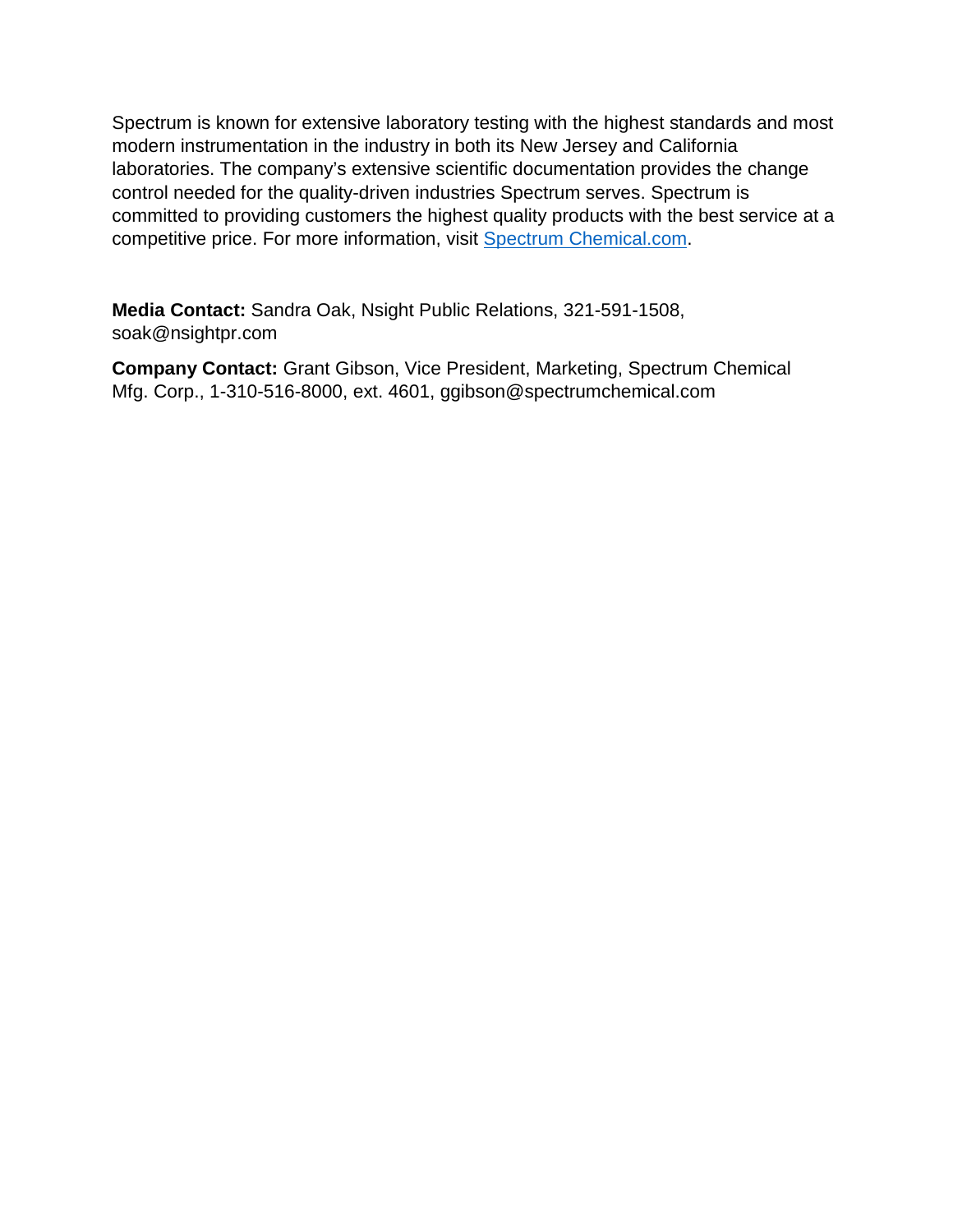Spectrum is known for extensive laboratory testing with the highest standards and most modern instrumentation in the industry in both its New Jersey and California laboratories. The company's extensive scientific documentation provides the change control needed for the quality-driven industries Spectrum serves. Spectrum is committed to providing customers the highest quality products with the best service at a competitive price. For more information, visit [Spectrum Chemical.com](https://www.spectrumchemical.com).

**Media Contact:** Sandra Oak, Nsight Public Relations, 321-591-1508, soak@nsightpr.com

**Company Contact:** Grant Gibson, Vice President, Marketing, Spectrum Chemical Mfg. Corp., 1-310-516-8000, ext. 4601, ggibson@spectrumchemical.com